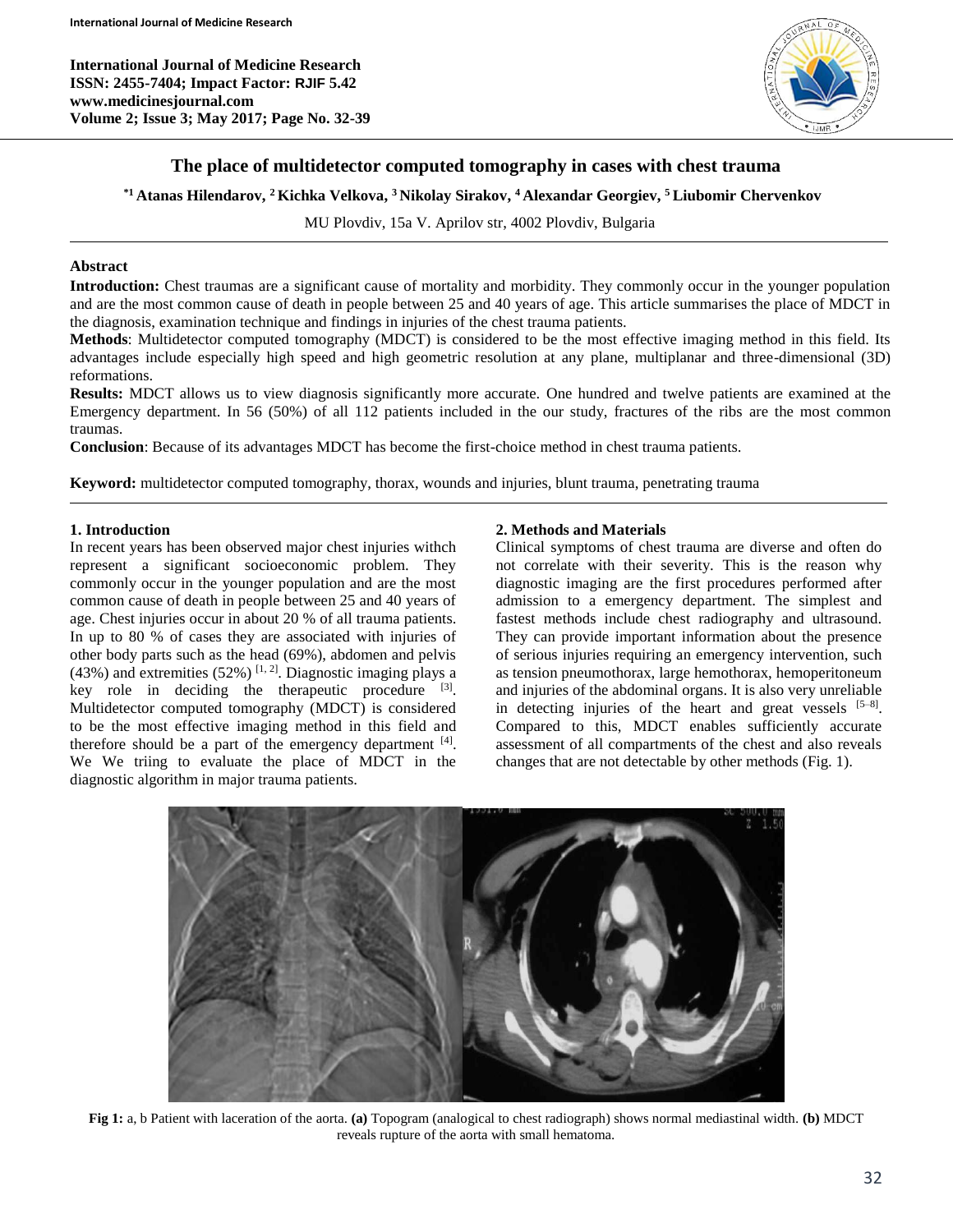# The place of multidetector computed tomography in cases with chest trauma

**[*1] Atanas Hilendarov, [2] Kichka Velkova, [3] Nikolay Sirakov, [4] Alexandar Georgiev, [5] Liubomir Chervenkov**

MU Plovdiv, 15a V. Aprilov str, 4002 Plovdiv, Bulgaria

## Abstract

**Introduction:** Chest traumas are a significant cause of mortality and morbidity. They commonly occur in the younger population and are the most common cause of death in people between 25 and 40 years of age. This article summarises the place of MDCT in the diagnosis, examination technique and findings in injuries of the chest trauma patients.

**Methods**: Multidetector computed tomography (MDCT) is considered to be the most effective imaging method in this field. Its advantages include especially high speed and high geometric resolution at any plane, multiplanar and three-dimensional (3D) reformations.

**Results:** MDCT allows us to view diagnosis significantly more accurate. One hundred and twelve patients are examined at the Emergency department. In 56 (50%) of all 112 patients included in the our study, fractures of the ribs are the most common traumas.

**Conclusion**: Because of its advantages MDCT has become the first-choice method in chest trauma patients.

**Keyword:** multidetector computed tomography, thorax, wounds and injuries, blunt trauma, penetrating trauma

## 1. Introduction

In recent years has been observed major chest injuries withch represent a significant socioeconomic problem. They commonly occur in the younger population and are the most common cause of death in people between 25 and 40 years of age. Chest injuries occur in about 20 % of all trauma patients. In up to 80 % of cases they are associated with injuries of other body parts such as the head (69%), abdomen and pelvis (43%) and extremities (52%) [1, 2]. Diagnostic imaging plays a key role in deciding the therapeutic procedure [3]. Multidetector computed tomography (MDCT) is considered to be the most effective imaging method in this field and therefore should be a part of the emergency department [4]. We We triing to evaluate the place of MDCT in the diagnostic algorithm in major trauma patients.

## 2. Methods and Materials

Clinical symptoms of chest trauma are diverse and often do not correlate with their severity. This is the reason why diagnostic imaging are the first procedures performed after admission to a emergency department. The simplest and fastest methods include chest radiography and ultrasound. They can provide important information about the presence of serious injuries requiring an emergency intervention, such as tension pneumothorax, large hemothorax, hemoperitoneum and injuries of the abdominal organs. It is also very unreliable in detecting injuries of the heart and great vessels [5–8]. Compared to this, MDCT enables sufficiently accurate assessment of all compartments of the chest and also reveals changes that are not detectable by other methods (Fig. 1).

**Fig 1:** a, b Patient with laceration of the aorta. **(a)** Topogram (analogical to chest radiograph) shows normal mediastinal width. **(b)** MDCT reveals rupture of the aorta with small hematoma.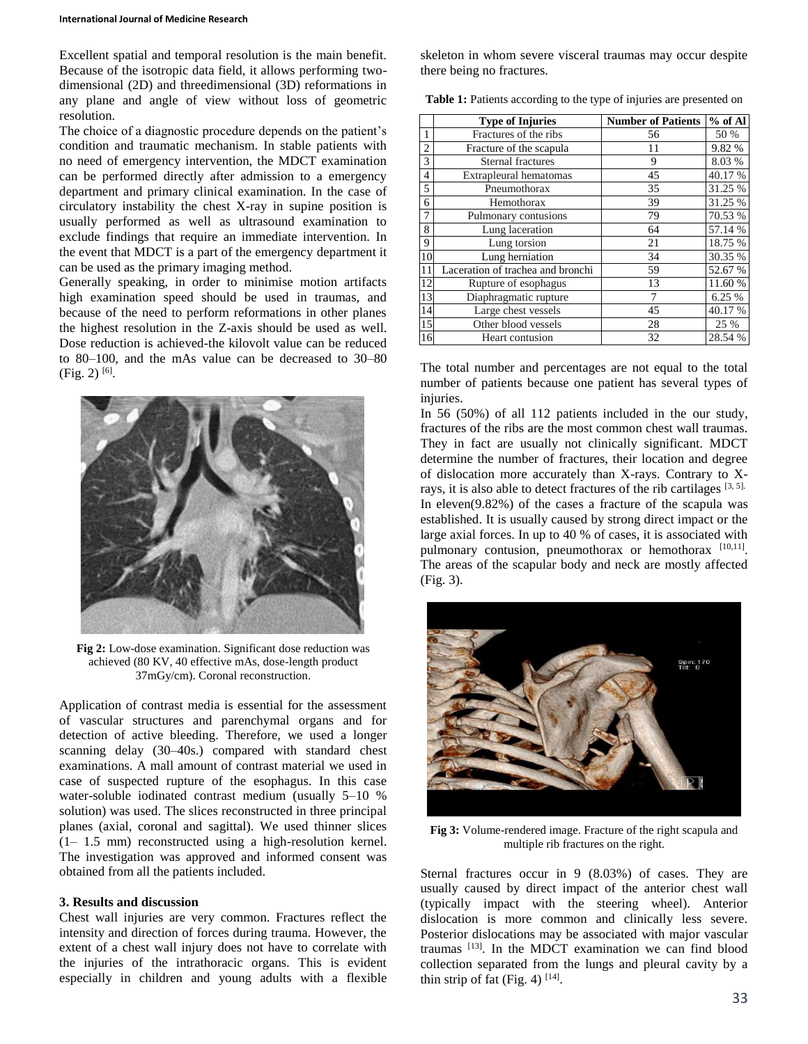Excellent spatial and temporal resolution is the main benefit. Because of the isotropic data field, it allows performing two-dimensional (2D) and threedimensional (3D) reformations in any plane and angle of view without loss of geometric resolution.

The choice of a diagnostic procedure depends on the patient's condition and traumatic mechanism. In stable patients with no need of emergency intervention, the MDCT examination can be performed directly after admission to a emergency department and primary clinical examination. In the case of circulatory instability the chest X-ray in supine position is usually performed as well as ultrasound examination to exclude findings that require an immediate intervention. In the event that MDCT is a part of the emergency department it can be used as the primary imaging method.

Generally speaking, in order to minimise motion artifacts high examination speed should be used in traumas, and because of the need to perform reformations in other planes the highest resolution in the Z-axis should be used as well. Dose reduction is achieved-the kilovolt value can be reduced to 80–100, and the mAs value can be decreased to 30–80 (Fig. 2) [6].

**Fig 2:** Low-dose examination. Significant dose reduction was achieved (80 KV, 40 effective mAs, dose-length product 37mGy/cm). Coronal reconstruction.

Application of contrast media is essential for the assessment of vascular structures and parenchymal organs and for detection of active bleeding. Therefore, we used a longer scanning delay (30–40s.) compared with standard chest examinations. A mall amount of contrast material we used in case of suspected rupture of the esophagus. In this case water-soluble iodinated contrast medium (usually 5–10 % solution) was used. The slices reconstructed in three principal planes (axial, coronal and sagittal). We used thinner slices (1– 1.5 mm) reconstructed using a high-resolution kernel. The investigation was approved and informed consent was obtained from all the patients included.

## 3. Results and discussion

Chest wall injuries are very common. Fractures reflect the intensity and direction of forces during trauma. However, the extent of a chest wall injury does not have to correlate with the injuries of the intrathoracic organs. This is evident especially in children and young adults with a flexible skeleton in whom severe visceral traumas may occur despite there being no fractures.

**Table 1:** Patients according to the type of injuries are presented on

| | Type of Injuries | Number of Patients | % of Al |
|---|---|---|---|
| 1 | Fractures of the ribs | 56 | 50 % |
| 2 | Fracture of the scapula | 11 | 9.82 % |
| 3 | Sternal fractures | 9 | 8.03 % |
| 4 | Extrapleural hematomas | 45 | 40.17 % |
| 5 | Pneumothorax | 35 | 31.25 % |
| 6 | Hemothorax | 39 | 31.25 % |
| 7 | Pulmonary contusions | 79 | 70.53 % |
| 8 | Lung laceration | 64 | 57.14 % |
| 9 | Lung torsion | 21 | 18.75 % |
| 10 | Lung herniation | 34 | 30.35 % |
| 11 | Laceration of trachea and bronchi | 59 | 52.67 % |
| 12 | Rupture of esophagus | 13 | 11.60 % |
| 13 | Diaphragmatic rupture | 7 | 6.25 % |
| 14 | Large chest vessels | 45 | 40.17 % |
| 15 | Other blood vessels | 28 | 25 % |
| 16 | Heart contusion | 32 | 28.54 % |

The total number and percentages are not equal to the total number of patients because one patient has several types of injuries.

In 56 (50%) of all 112 patients included in the our study, fractures of the ribs are the most common chest wall traumas. They in fact are usually not clinically significant. MDCT determine the number of fractures, their location and degree of dislocation more accurately than X-rays. Contrary to X-rays, it is also able to detect fractures of the rib cartilages [3, 5].

In eleven(9.82%) of the cases a fracture of the scapula was established. It is usually caused by strong direct impact or the large axial forces. In up to 40 % of cases, it is associated with pulmonary contusion, pneumothorax or hemothorax [10,11]. The areas of the scapular body and neck are mostly affected (Fig. 3).

**Fig 3:** Volume-rendered image. Fracture of the right scapula and multiple rib fractures on the right.

Sternal fractures occur in 9 (8.03%) of cases. They are usually caused by direct impact of the anterior chest wall (typically impact with the steering wheel). Anterior dislocation is more common and clinically less severe. Posterior dislocations may be associated with major vascular traumas [13]. In the MDCT examination we can find blood collection separated from the lungs and pleural cavity by a thin strip of fat (Fig. 4) [14].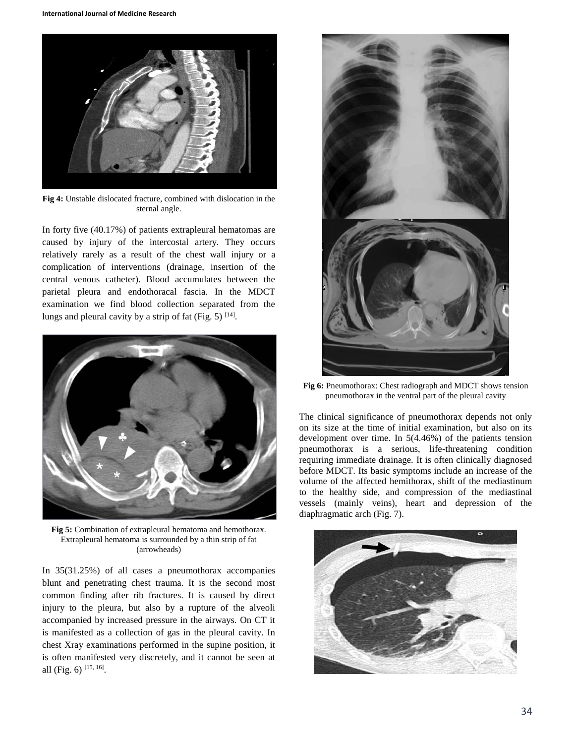**Fig 4:** Unstable dislocated fracture, combined with dislocation in the sternal angle.

In forty five (40.17%) of patients extrapleural hematomas are caused by injury of the intercostal artery. They occurs relatively rarely as a result of the chest wall injury or a complication of interventions (drainage, insertion of the central venous catheter). Blood accumulates between the parietal pleura and endothoracal fascia. In the MDCT examination we find blood collection separated from the lungs and pleural cavity by a strip of fat (Fig. 5) [14].

**Fig 5:** Combination of extrapleural hematoma and hemothorax. Extrapleural hematoma is surrounded by a thin strip of fat (arrowheads)

In 35(31.25%) of all cases a pneumothorax accompanies blunt and penetrating chest trauma. It is the second most common finding after rib fractures. It is caused by direct injury to the pleura, but also by a rupture of the alveoli accompanied by increased pressure in the airways. On CT it is manifested as a collection of gas in the pleural cavity. In chest Xray examinations performed in the supine position, it is often manifested very discretely, and it cannot be seen at all (Fig. 6) [15, 16].

**Fig 6:** Pneumothorax: Chest radiograph and MDCT shows tension pneumothorax in the ventral part of the pleural cavity

The clinical significance of pneumothorax depends not only on its size at the time of initial examination, but also on its development over time. In 5(4.46%) of the patients tension pneumothorax is a serious, life-threatening condition requiring immediate drainage. It is often clinically diagnosed before MDCT. Its basic symptoms include an increase of the volume of the affected hemithorax, shift of the mediastinum to the healthy side, and compression of the mediastinal vessels (mainly veins), heart and depression of the diaphragmatic arch (Fig. 7).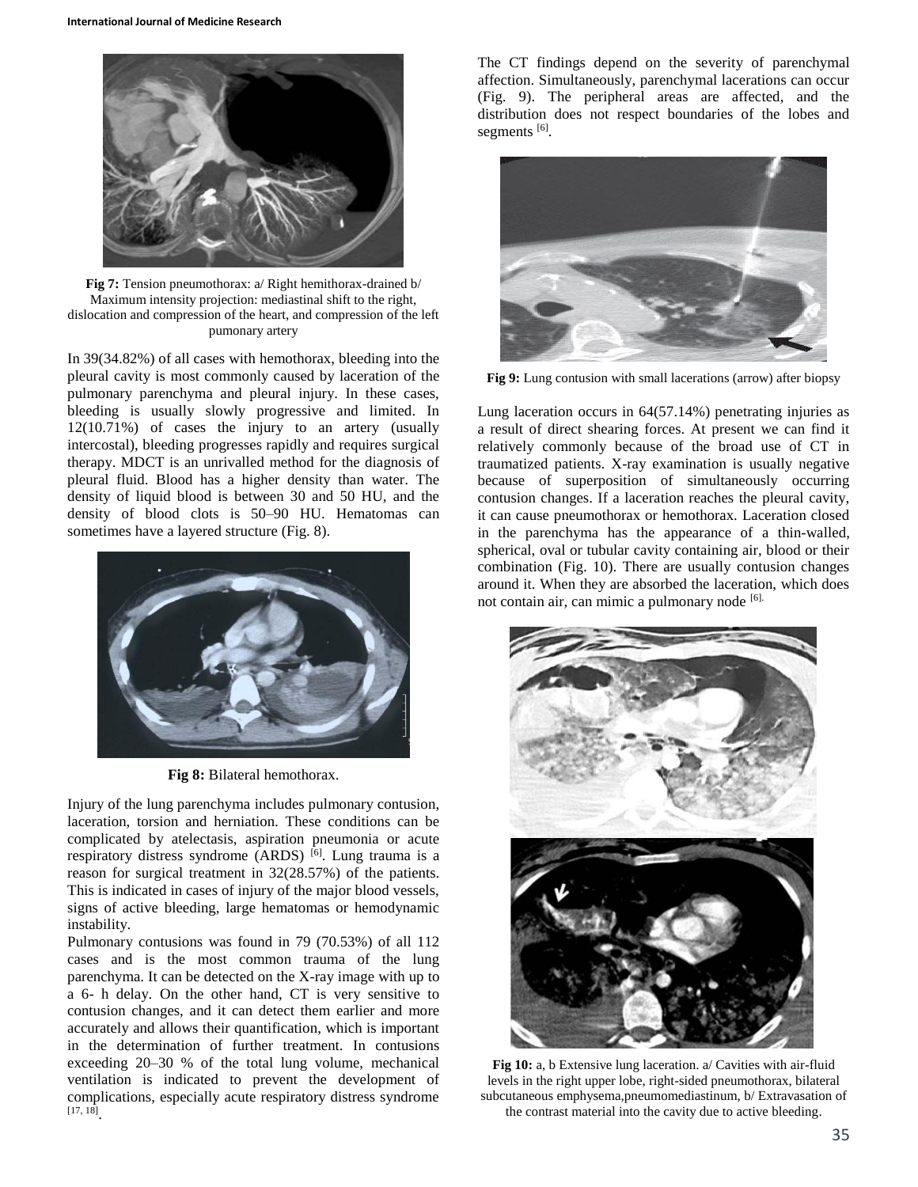Fig 7: Tension pneumothorax: a/ Right hemithorax-drained b/ Maximum intensity projection: mediastinal shift to the right, dislocation and compression of the heart, and compression of the left pumonary artery

In 39(34.82%) of all cases with hemothorax, bleeding into the pleural cavity is most commonly caused by laceration of the pulmonary parenchyma and pleural injury. In these cases, bleeding is usually slowly progressive and limited. In 12(10.71%) of cases the injury to an artery (usually intercostal), bleeding progresses rapidly and requires surgical therapy. MDCT is an unrivalled method for the diagnosis of pleural fluid. Blood has a higher density than water. The density of liquid blood is between 30 and 50 HU, and the density of blood clots is 50–90 HU. Hematomas can sometimes have a layered structure (Fig. 8).

**Fig 8:** Bilateral hemothorax.

Injury of the lung parenchyma includes pulmonary contusion, laceration, torsion and herniation. These conditions can be complicated by atelectasis, aspiration pneumonia or acute respiratory distress syndrome (ARDS) [6]. Lung trauma is a reason for surgical treatment in 32(28.57%) of the patients. This is indicated in cases of injury of the major blood vessels, signs of active bleeding, large hematomas or hemodynamic instability.

Pulmonary contusions was found in 79 (70.53%) of all 112 cases and is the most common trauma of the lung parenchyma. It can be detected on the X-ray image with up to a 6- h delay. On the other hand, CT is very sensitive to contusion changes, and it can detect them earlier and more accurately and allows their quantification, which is important in the determination of further treatment. In contusions exceeding 20–30 % of the total lung volume, mechanical ventilation is indicated to prevent the development of complications, especially acute respiratory distress syndrome [17, 18].

The CT findings depend on the severity of parenchymal affection. Simultaneously, parenchymal lacerations can occur (Fig. 9). The peripheral areas are affected, and the distribution does not respect boundaries of the lobes and segments [6].

**Fig 9:** Lung contusion with small lacerations (arrow) after biopsy

Lung laceration occurs in 64(57.14%) penetrating injuries as a result of direct shearing forces. At present we can find it relatively commonly because of the broad use of CT in traumatized patients. X-ray examination is usually negative because of superposition of simultaneously occurring contusion changes. If a laceration reaches the pleural cavity, it can cause pneumothorax or hemothorax. Laceration closed in the parenchyma has the appearance of a thin-walled, spherical, oval or tubular cavity containing air, blood or their combination (Fig. 10). There are usually contusion changes around it. When they are absorbed the laceration, which does not contain air, can mimic a pulmonary node [6].

**Fig 10:** a, b Extensive lung laceration. a/ Cavities with air-fluid levels in the right upper lobe, right-sided pneumothorax, bilateral subcutaneous emphysema,pneumomediastinum, b/ Extravasation of the contrast material into the cavity due to active bleeding.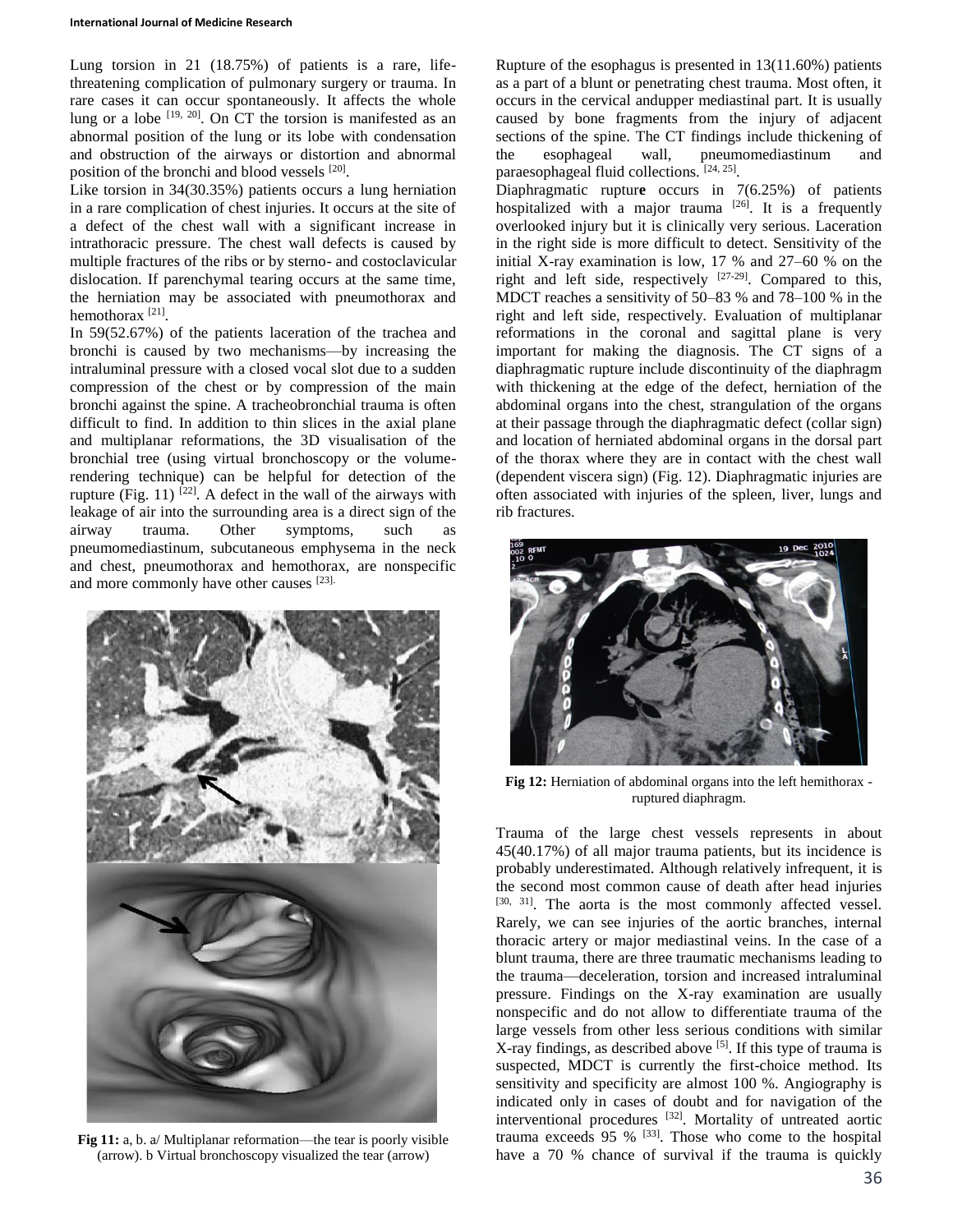Lung torsion in 21 (18.75%) of patients is a rare, life-threatening complication of pulmonary surgery or trauma. In rare cases it can occur spontaneously. It affects the whole lung or a lobe [19, 20]. On CT the torsion is manifested as an abnormal position of the lung or its lobe with condensation and obstruction of the airways or distortion and abnormal position of the bronchi and blood vessels [20].

Like torsion in 34(30.35%) patients occurs a lung herniation in a rare complication of chest injuries. It occurs at the site of a defect of the chest wall with a significant increase in intrathoracic pressure. The chest wall defects is caused by multiple fractures of the ribs or by sterno- and costoclavicular dislocation. If parenchymal tearing occurs at the same time, the herniation may be associated with pneumothorax and hemothorax [21].

In 59(52.67%) of the patients laceration of the trachea and bronchi is caused by two mechanisms—by increasing the intraluminal pressure with a closed vocal slot due to a sudden compression of the chest or by compression of the main bronchi against the spine. A tracheobronchial trauma is often difficult to find. In addition to thin slices in the axial plane and multiplanar reformations, the 3D visualisation of the bronchial tree (using virtual bronchoscopy or the volume-rendering technique) can be helpful for detection of the rupture (Fig. 11) [22]. A defect in the wall of the airways with leakage of air into the surrounding area is a direct sign of the airway trauma. Other symptoms, such as pneumomediastinum, subcutaneous emphysema in the neck and chest, pneumothorax and hemothorax, are nonspecific and more commonly have other causes [23].

**Fig 11:** a, b. a/ Multiplanar reformation—the tear is poorly visible (arrow). b Virtual bronchoscopy visualized the tear (arrow)

Rupture of the esophagus is presented in 13(11.60%) patients as a part of a blunt or penetrating chest trauma. Most often, it occurs in the cervical andupper mediastinal part. It is usually caused by bone fragments from the injury of adjacent sections of the spine. The CT findings include thickening of the esophageal wall, pneumomediastinum and paraesophageal fluid collections. [24, 25].

Diaphragmatic rupture occurs in 7(6.25%) of patients hospitalized with a major trauma [26]. It is a frequently overlooked injury but it is clinically very serious. Laceration in the right side is more difficult to detect. Sensitivity of the initial X-ray examination is low, 17 % and 27–60 % on the right and left side, respectively [27-29]. Compared to this, MDCT reaches a sensitivity of 50–83 % and 78–100 % in the right and left side, respectively. Evaluation of multiplanar reformations in the coronal and sagittal plane is very important for making the diagnosis. The CT signs of a diaphragmatic rupture include discontinuity of the diaphragm with thickening at the edge of the defect, herniation of the abdominal organs into the chest, strangulation of the organs at their passage through the diaphragmatic defect (collar sign) and location of herniated abdominal organs in the dorsal part of the thorax where they are in contact with the chest wall (dependent viscera sign) (Fig. 12). Diaphragmatic injuries are often associated with injuries of the spleen, liver, lungs and rib fractures.

**Fig 12:** Herniation of abdominal organs into the left hemithorax - ruptured diaphragm.

Trauma of the large chest vessels represents in about 45(40.17%) of all major trauma patients, but its incidence is probably underestimated. Although relatively infrequent, it is the second most common cause of death after head injuries [30, 31]. The aorta is the most commonly affected vessel. Rarely, we can see injuries of the aortic branches, internal thoracic artery or major mediastinal veins. In the case of a blunt trauma, there are three traumatic mechanisms leading to the trauma—deceleration, torsion and increased intraluminal pressure. Findings on the X-ray examination are usually nonspecific and do not allow to differentiate trauma of the large vessels from other less serious conditions with similar X-ray findings, as described above [5]. If this type of trauma is suspected, MDCT is currently the first-choice method. Its sensitivity and specificity are almost 100 %. Angiography is indicated only in cases of doubt and for navigation of the interventional procedures [32]. Mortality of untreated aortic trauma exceeds 95 % [33]. Those who come to the hospital have a 70 % chance of survival if the trauma is quickly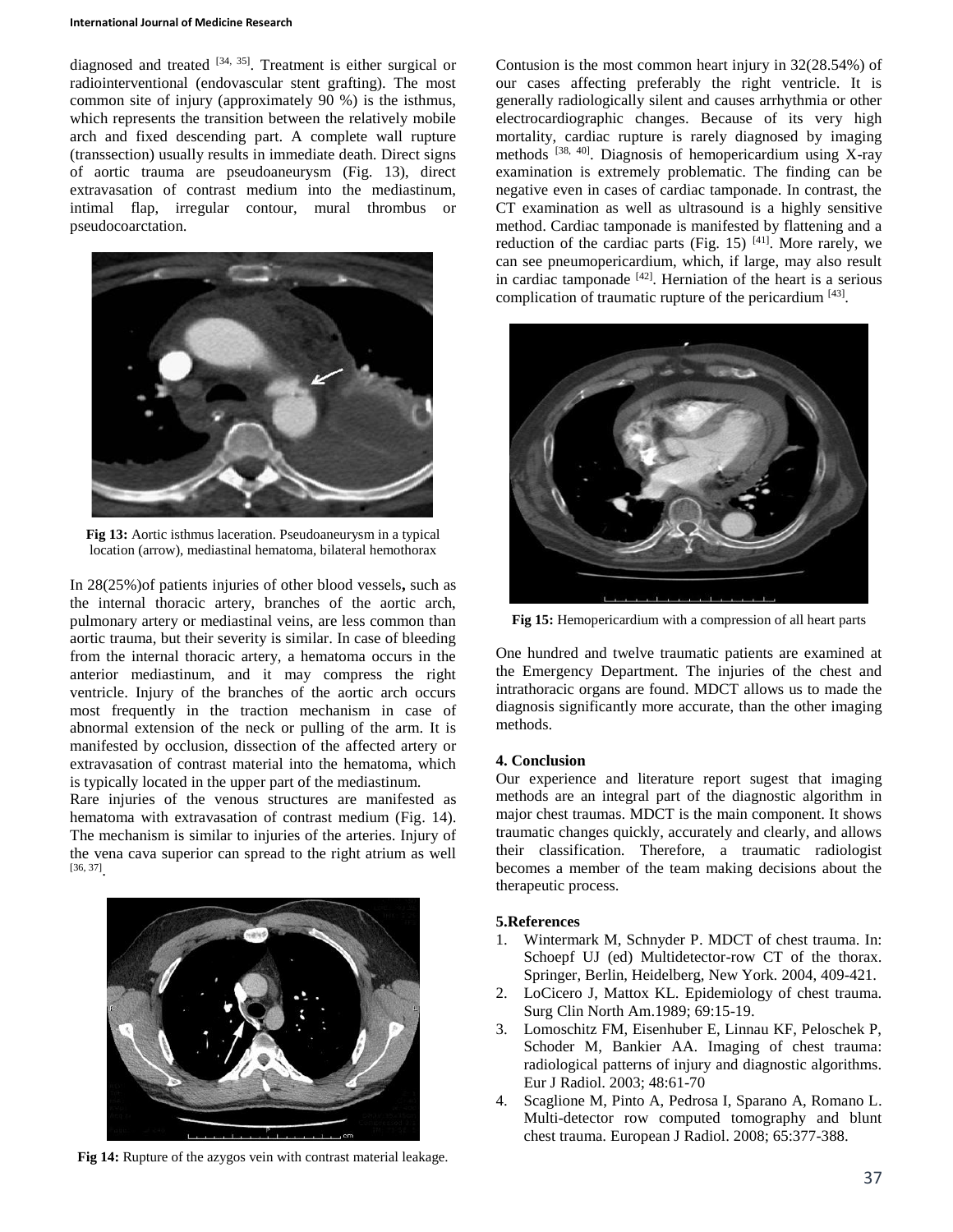diagnosed and treated [34, 35]. Treatment is either surgical or radiointerventional (endovascular stent grafting). The most common site of injury (approximately 90 %) is the isthmus, which represents the transition between the relatively mobile arch and fixed descending part. A complete wall rupture (transsection) usually results in immediate death. Direct signs of aortic trauma are pseudoaneurysm (Fig. 13), direct extravasation of contrast medium into the mediastinum, intimal flap, irregular contour, mural thrombus or pseudocoarctation.

**Fig 13:** Aortic isthmus laceration. Pseudoaneurysm in a typical location (arrow), mediastinal hematoma, bilateral hemothorax

In 28(25%)of patients injuries of other blood vessels**,** such as the internal thoracic artery, branches of the aortic arch, pulmonary artery or mediastinal veins, are less common than aortic trauma, but their severity is similar. In case of bleeding from the internal thoracic artery, a hematoma occurs in the anterior mediastinum, and it may compress the right ventricle. Injury of the branches of the aortic arch occurs most frequently in the traction mechanism in case of abnormal extension of the neck or pulling of the arm. It is manifested by occlusion, dissection of the affected artery or extravasation of contrast material into the hematoma, which is typically located in the upper part of the mediastinum.

Rare injuries of the venous structures are manifested as hematoma with extravasation of contrast medium (Fig. 14). The mechanism is similar to injuries of the arteries. Injury of the vena cava superior can spread to the right atrium as well [36, 37].

**Fig 14:** Rupture of the azygos vein with contrast material leakage.

Contusion is the most common heart injury in 32(28.54%) of our cases affecting preferably the right ventricle. It is generally radiologically silent and causes arrhythmia or other electrocardiographic changes. Because of its very high mortality, cardiac rupture is rarely diagnosed by imaging methods [38, 40]. Diagnosis of hemopericardium using X-ray examination is extremely problematic. The finding can be negative even in cases of cardiac tamponade. In contrast, the CT examination as well as ultrasound is a highly sensitive method. Cardiac tamponade is manifested by flattening and a reduction of the cardiac parts (Fig. 15) [41]. More rarely, we can see pneumopericardium, which, if large, may also result in cardiac tamponade [42]. Herniation of the heart is a serious complication of traumatic rupture of the pericardium [43].

**Fig 15:** Hemopericardium with a compression of all heart parts

One hundred and twelve traumatic patients are examined at the Emergency Department. The injuries of the chest and intrathoracic organs are found. MDCT allows us to made the diagnosis significantly more accurate, than the other imaging methods.

#### 4. Conclusion

Our experience and literature report sugest that imaging methods are an integral part of the diagnostic algorithm in major chest traumas. MDCT is the main component. It shows traumatic changes quickly, accurately and clearly, and allows their classification. Therefore, a traumatic radiologist becomes a member of the team making decisions about the therapeutic process.

#### 5.References

1. Wintermark M, Schnyder P. MDCT of chest trauma. In: Schoepf UJ (ed) Multidetector-row CT of the thorax. Springer, Berlin, Heidelberg, New York. 2004, 409-421.
2. LoCicero J, Mattox KL. Epidemiology of chest trauma. Surg Clin North Am.1989; 69:15-19.
3. Lomoschitz FM, Eisenhuber E, Linnau KF, Peloschek P, Schoder M, Bankier AA. Imaging of chest trauma: radiological patterns of injury and diagnostic algorithms. Eur J Radiol. 2003; 48:61-70
4. Scaglione M, Pinto A, Pedrosa I, Sparano A, Romano L. Multi-detector row computed tomography and blunt chest trauma. European J Radiol. 2008; 65:377-388.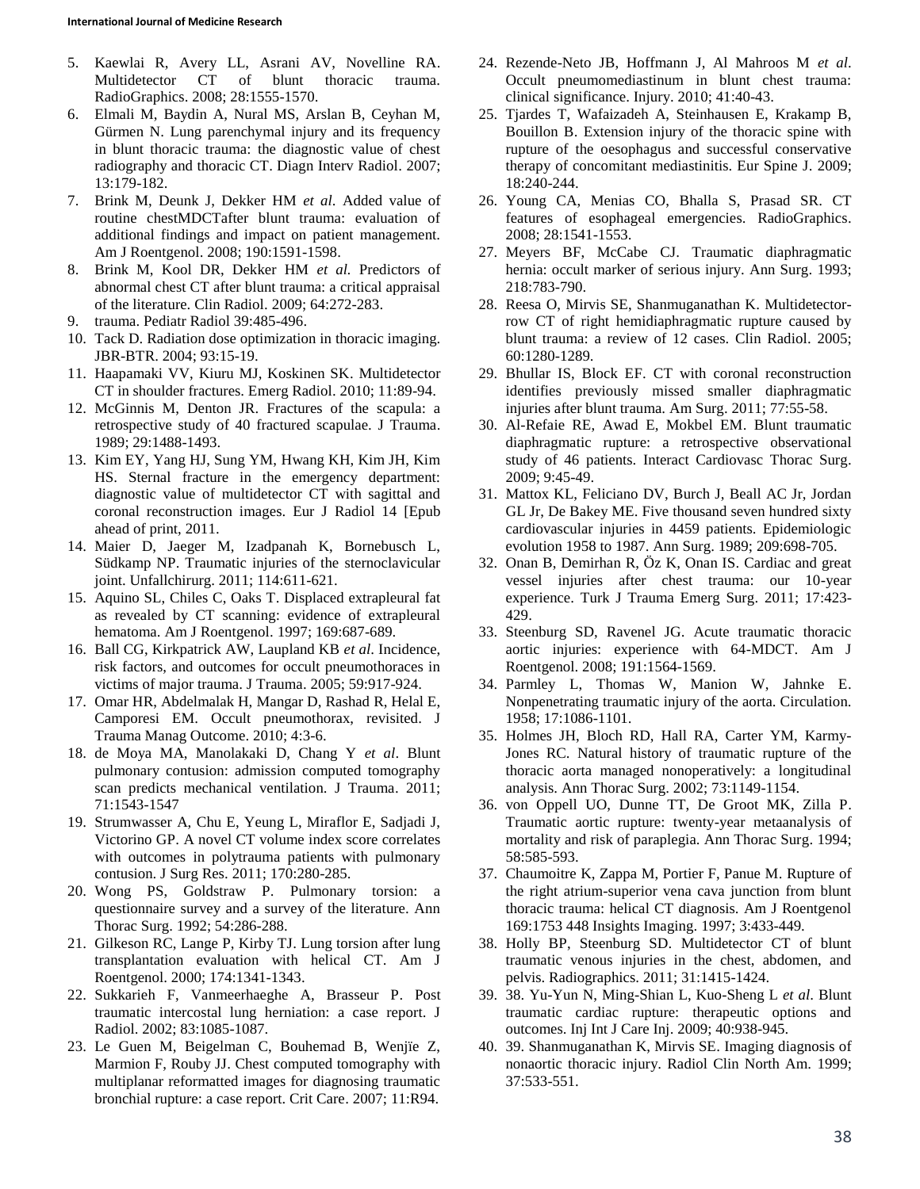5. Kaewlai R, Avery LL, Asrani AV, Novelline RA. Multidetector CT of blunt thoracic trauma. RadioGraphics. 2008; 28:1555-1570.
6. Elmali M, Baydin A, Nural MS, Arslan B, Ceyhan M, Gürmen N. Lung parenchymal injury and its frequency in blunt thoracic trauma: the diagnostic value of chest radiography and thoracic CT. Diagn Interv Radiol. 2007; 13:179-182.
7. Brink M, Deunk J, Dekker HM *et al*. Added value of routine chestMDCTafter blunt trauma: evaluation of additional findings and impact on patient management. Am J Roentgenol. 2008; 190:1591-1598.
8. Brink M, Kool DR, Dekker HM *et al.* Predictors of abnormal chest CT after blunt trauma: a critical appraisal of the literature. Clin Radiol. 2009; 64:272-283.
9. trauma. Pediatr Radiol 39:485-496.
10. Tack D. Radiation dose optimization in thoracic imaging. JBR-BTR. 2004; 93:15-19.
11. Haapamaki VV, Kiuru MJ, Koskinen SK. Multidetector CT in shoulder fractures. Emerg Radiol. 2010; 11:89-94.
12. McGinnis M, Denton JR. Fractures of the scapula: a retrospective study of 40 fractured scapulae. J Trauma. 1989; 29:1488-1493.
13. Kim EY, Yang HJ, Sung YM, Hwang KH, Kim JH, Kim HS. Sternal fracture in the emergency department: diagnostic value of multidetector CT with sagittal and coronal reconstruction images. Eur J Radiol 14 [Epub ahead of print, 2011.
14. Maier D, Jaeger M, Izadpanah K, Bornebusch L, Südkamp NP. Traumatic injuries of the sternoclavicular joint. Unfallchirurg. 2011; 114:611-621.
15. Aquino SL, Chiles C, Oaks T. Displaced extrapleural fat as revealed by CT scanning: evidence of extrapleural hematoma. Am J Roentgenol. 1997; 169:687-689.
16. Ball CG, Kirkpatrick AW, Laupland KB *et al*. Incidence, risk factors, and outcomes for occult pneumothoraces in victims of major trauma. J Trauma. 2005; 59:917-924.
17. Omar HR, Abdelmalak H, Mangar D, Rashad R, Helal E, Camporesi EM. Occult pneumothorax, revisited. J Trauma Manag Outcome. 2010; 4:3-6.
18. de Moya MA, Manolakaki D, Chang Y *et al*. Blunt pulmonary contusion: admission computed tomography scan predicts mechanical ventilation. J Trauma. 2011; 71:1543-1547
19. Strumwasser A, Chu E, Yeung L, Miraflor E, Sadjadi J, Victorino GP. A novel CT volume index score correlates with outcomes in polytrauma patients with pulmonary contusion. J Surg Res. 2011; 170:280-285.
20. Wong PS, Goldstraw P. Pulmonary torsion: a questionnaire survey and a survey of the literature. Ann Thorac Surg. 1992; 54:286-288.
21. Gilkeson RC, Lange P, Kirby TJ. Lung torsion after lung transplantation evaluation with helical CT. Am J Roentgenol. 2000; 174:1341-1343.
22. Sukkarieh F, Vanmeerhaeghe A, Brasseur P. Post traumatic intercostal lung herniation: a case report. J Radiol. 2002; 83:1085-1087.
23. Le Guen M, Beigelman C, Bouhemad B, Wenjïe Z, Marmion F, Rouby JJ. Chest computed tomography with multiplanar reformatted images for diagnosing traumatic bronchial rupture: a case report. Crit Care. 2007; 11:R94.
24. Rezende-Neto JB, Hoffmann J, Al Mahroos M *et al*. Occult pneumomediastinum in blunt chest trauma: clinical significance. Injury. 2010; 41:40-43.
25. Tjardes T, Wafaizadeh A, Steinhausen E, Krakamp B, Bouillon B. Extension injury of the thoracic spine with rupture of the oesophagus and successful conservative therapy of concomitant mediastinitis. Eur Spine J. 2009; 18:240-244.
26. Young CA, Menias CO, Bhalla S, Prasad SR. CT features of esophageal emergencies. RadioGraphics. 2008; 28:1541-1553.
27. Meyers BF, McCabe CJ. Traumatic diaphragmatic hernia: occult marker of serious injury. Ann Surg. 1993; 218:783-790.
28. Reesa O, Mirvis SE, Shanmuganathan K. Multidetector-row CT of right hemidiaphragmatic rupture caused by blunt trauma: a review of 12 cases. Clin Radiol. 2005; 60:1280-1289.
29. Bhullar IS, Block EF. CT with coronal reconstruction identifies previously missed smaller diaphragmatic injuries after blunt trauma. Am Surg. 2011; 77:55-58.
30. Al-Refaie RE, Awad E, Mokbel EM. Blunt traumatic diaphragmatic rupture: a retrospective observational study of 46 patients. Interact Cardiovasc Thorac Surg. 2009; 9:45-49.
31. Mattox KL, Feliciano DV, Burch J, Beall AC Jr, Jordan GL Jr, De Bakey ME. Five thousand seven hundred sixty cardiovascular injuries in 4459 patients. Epidemiologic evolution 1958 to 1987. Ann Surg. 1989; 209:698-705.
32. Onan B, Demirhan R, Öz K, Onan IS. Cardiac and great vessel injuries after chest trauma: our 10-year experience. Turk J Trauma Emerg Surg. 2011; 17:423-429.
33. Steenburg SD, Ravenel JG. Acute traumatic thoracic aortic injuries: experience with 64-MDCT. Am J Roentgenol. 2008; 191:1564-1569.
34. Parmley L, Thomas W, Manion W, Jahnke E. Nonpenetrating traumatic injury of the aorta. Circulation. 1958; 17:1086-1101.
35. Holmes JH, Bloch RD, Hall RA, Carter YM, Karmy-Jones RC. Natural history of traumatic rupture of the thoracic aorta managed nonoperatively: a longitudinal analysis. Ann Thorac Surg. 2002; 73:1149-1154.
36. von Oppell UO, Dunne TT, De Groot MK, Zilla P. Traumatic aortic rupture: twenty-year metaanalysis of mortality and risk of paraplegia. Ann Thorac Surg. 1994; 58:585-593.
37. Chaumoitre K, Zappa M, Portier F, Panue M. Rupture of the right atrium-superior vena cava junction from blunt thoracic trauma: helical CT diagnosis. Am J Roentgenol 169:1753 448 Insights Imaging. 1997; 3:433-449.
38. Holly BP, Steenburg SD. Multidetector CT of blunt traumatic venous injuries in the chest, abdomen, and pelvis. Radiographics. 2011; 31:1415-1424.
39. 38. Yu-Yun N, Ming-Shian L, Kuo-Sheng L *et al*. Blunt traumatic cardiac rupture: therapeutic options and outcomes. Inj Int J Care Inj. 2009; 40:938-945.
40. 39. Shanmuganathan K, Mirvis SE. Imaging diagnosis of nonaortic thoracic injury. Radiol Clin North Am. 1999; 37:533-551.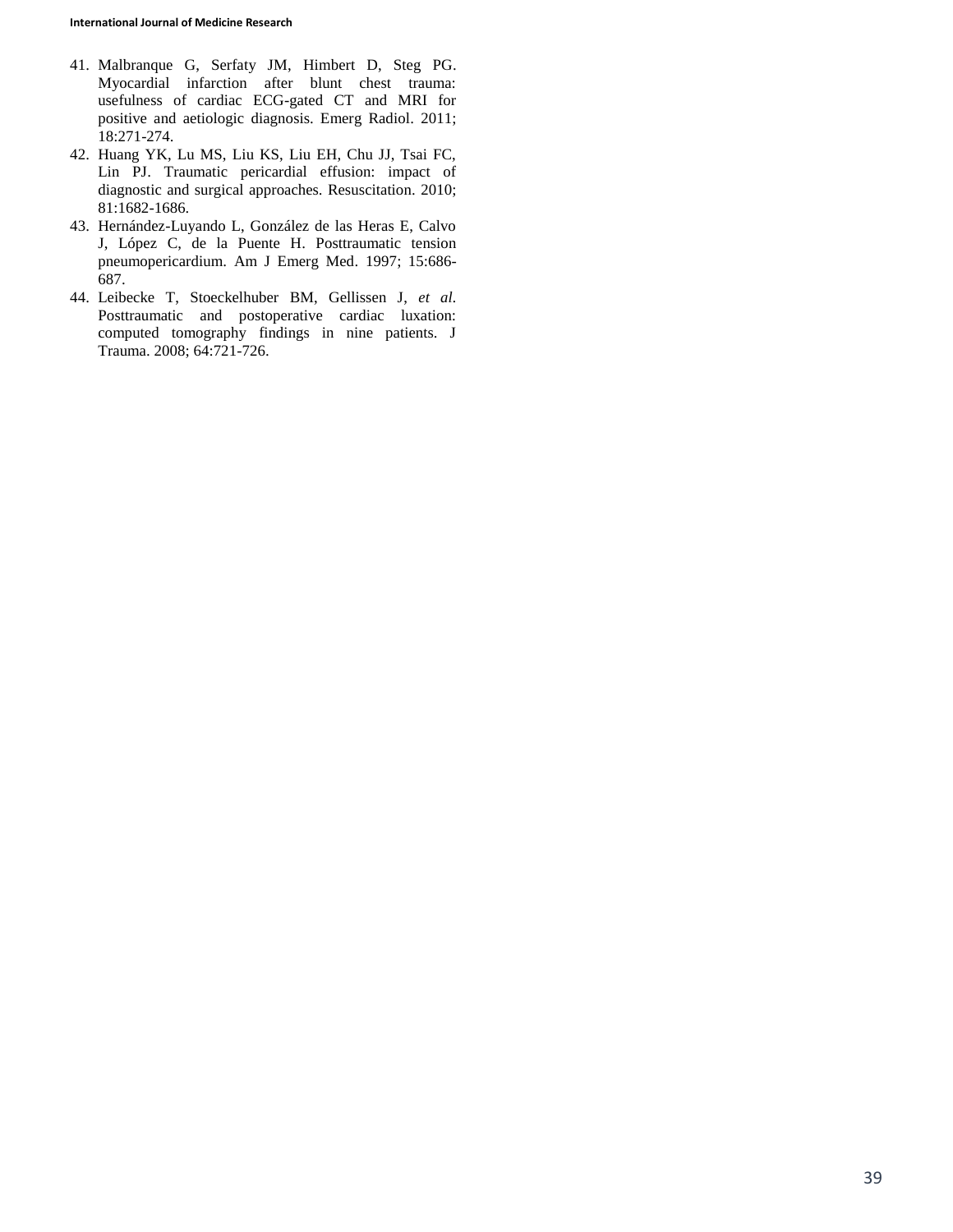41. Malbranque G, Serfaty JM, Himbert D, Steg PG. Myocardial infarction after blunt chest trauma: usefulness of cardiac ECG-gated CT and MRI for positive and aetiologic diagnosis. Emerg Radiol. 2011; 18:271-274.
42. Huang YK, Lu MS, Liu KS, Liu EH, Chu JJ, Tsai FC, Lin PJ. Traumatic pericardial effusion: impact of diagnostic and surgical approaches. Resuscitation. 2010; 81:1682-1686.
43. Hernández-Luyando L, González de las Heras E, Calvo J, López C, de la Puente H. Posttraumatic tension pneumopericardium. Am J Emerg Med. 1997; 15:686-687.
44. Leibecke T, Stoeckelhuber BM, Gellissen J, *et al.* Posttraumatic and postoperative cardiac luxation: computed tomography findings in nine patients. J Trauma. 2008; 64:721-726.